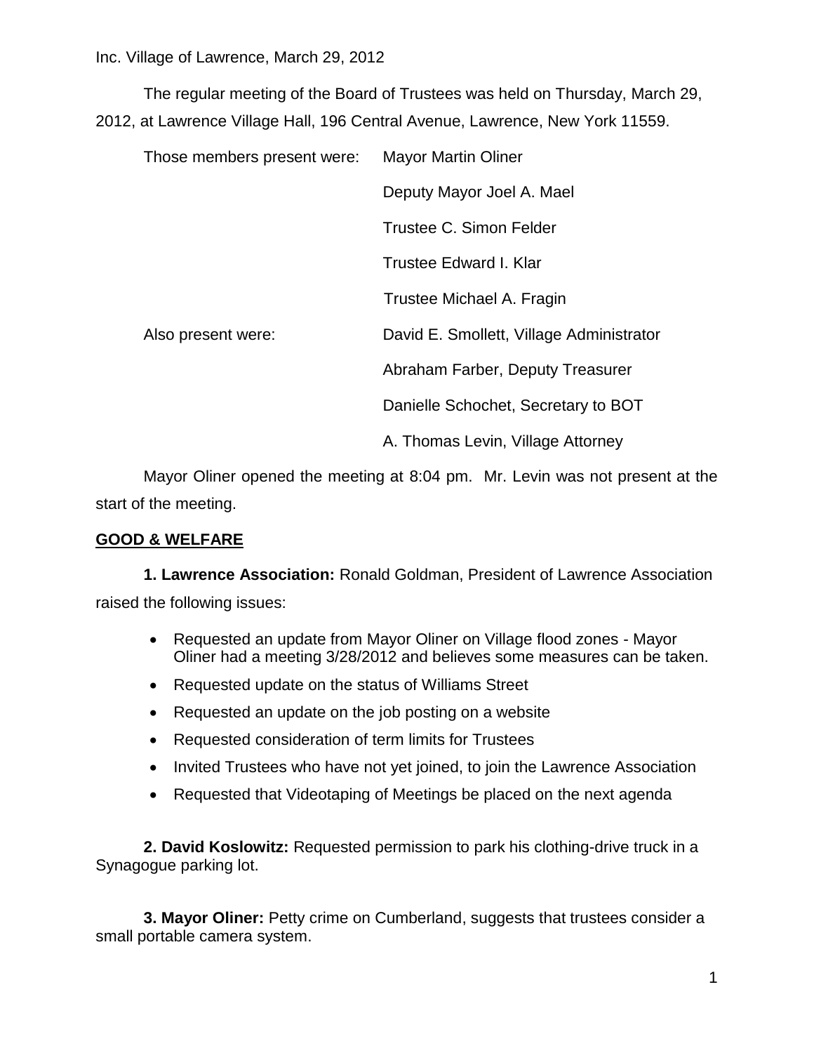Inc. Village of Lawrence, March 29, 2012

The regular meeting of the Board of Trustees was held on Thursday, March 29, 2012, at Lawrence Village Hall, 196 Central Avenue, Lawrence, New York 11559.

| | |
|---|---|
| Those members present were: | Mayor Martin Oliner |
| | Deputy Mayor Joel A. Mael |
| | Trustee C. Simon Felder |
| | Trustee Edward I. Klar |
| | Trustee Michael A. Fragin |
| Also present were: | David E. Smollett, Village Administrator |
| | Abraham Farber, Deputy Treasurer |
| | Danielle Schochet, Secretary to BOT |
| | A. Thomas Levin, Village Attorney |

Mayor Oliner opened the meeting at 8:04 pm. Mr. Levin was not present at the start of the meeting.

## GOOD & WELFARE

**1. Lawrence Association:** Ronald Goldman, President of Lawrence Association raised the following issues:

- Requested an update from Mayor Oliner on Village flood zones - Mayor Oliner had a meeting 3/28/2012 and believes some measures can be taken.
- Requested update on the status of Williams Street
- Requested an update on the job posting on a website
- Requested consideration of term limits for Trustees
- Invited Trustees who have not yet joined, to join the Lawrence Association
- Requested that Videotaping of Meetings be placed on the next agenda

**2. David Koslowitz:** Requested permission to park his clothing-drive truck in a Synagogue parking lot.

**3. Mayor Oliner:** Petty crime on Cumberland, suggests that trustees consider a small portable camera system.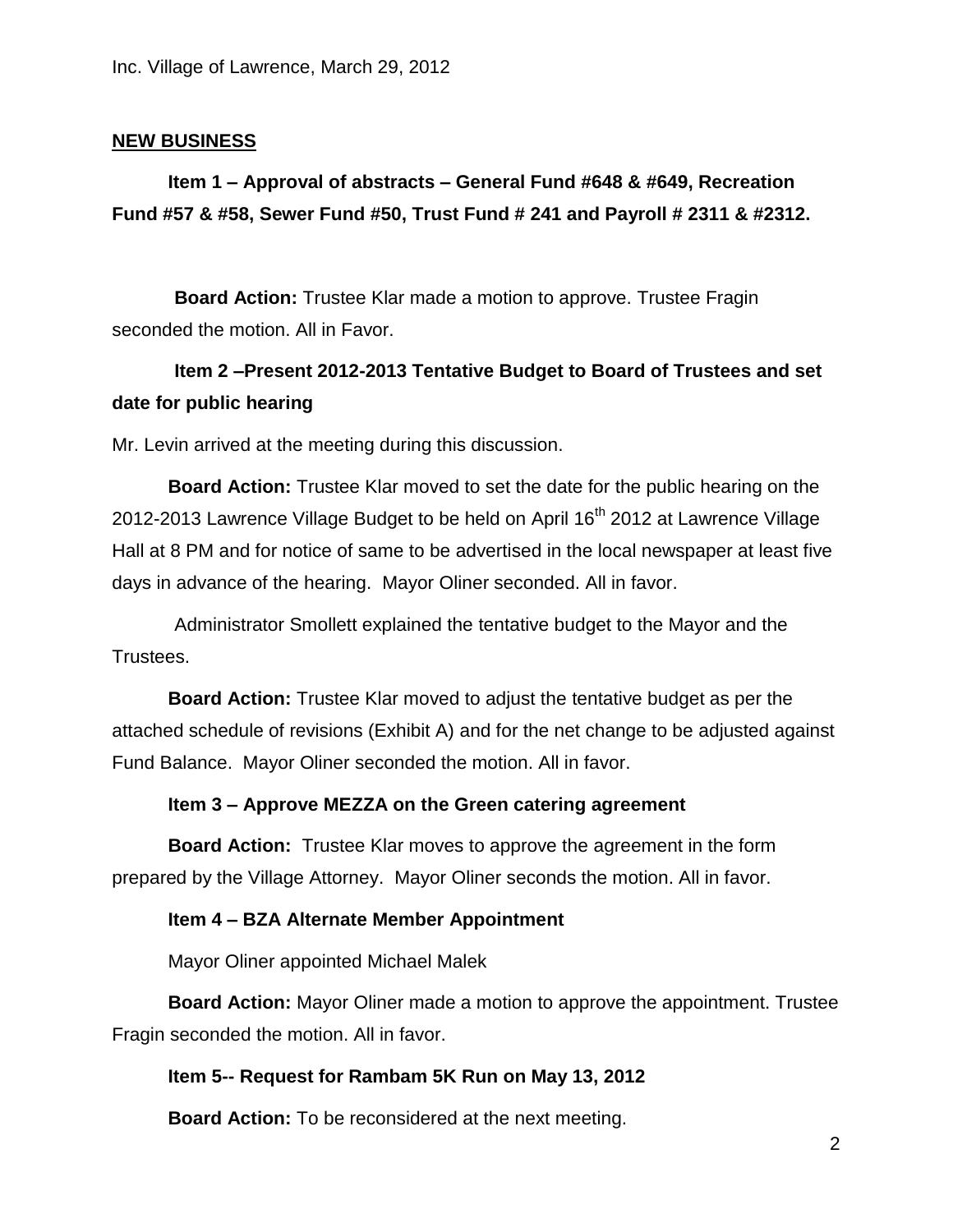## NEW BUSINESS

**Item 1 – Approval of abstracts – General Fund #648 & #649, Recreation Fund #57 & #58, Sewer Fund #50, Trust Fund # 241 and Payroll # 2311 & #2312.**

**Board Action:** Trustee Klar made a motion to approve. Trustee Fragin seconded the motion. All in Favor.

**Item 2 –Present 2012-2013 Tentative Budget to Board of Trustees and set date for public hearing**

Mr. Levin arrived at the meeting during this discussion.

**Board Action:** Trustee Klar moved to set the date for the public hearing on the 2012-2013 Lawrence Village Budget to be held on April 16th 2012 at Lawrence Village Hall at 8 PM and for notice of same to be advertised in the local newspaper at least five days in advance of the hearing. Mayor Oliner seconded. All in favor.

Administrator Smollett explained the tentative budget to the Mayor and the Trustees.

**Board Action:** Trustee Klar moved to adjust the tentative budget as per the attached schedule of revisions (Exhibit A) and for the net change to be adjusted against Fund Balance. Mayor Oliner seconded the motion. All in favor.

**Item 3 – Approve MEZZA on the Green catering agreement**

**Board Action:** Trustee Klar moves to approve the agreement in the form prepared by the Village Attorney. Mayor Oliner seconds the motion. All in favor.

**Item 4 – BZA Alternate Member Appointment**

Mayor Oliner appointed Michael Malek

**Board Action:** Mayor Oliner made a motion to approve the appointment. Trustee Fragin seconded the motion. All in favor.

**Item 5-- Request for Rambam 5K Run on May 13, 2012**

**Board Action:** To be reconsidered at the next meeting.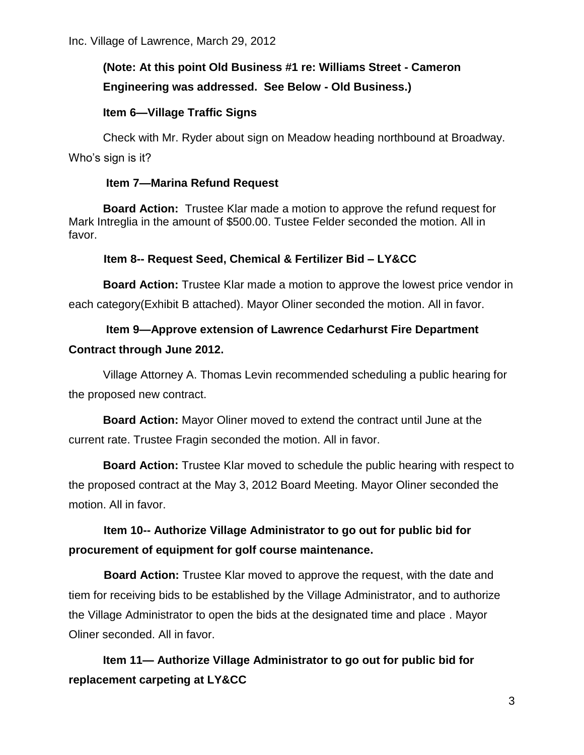**(Note: At this point Old Business #1 re: Williams Street - Cameron Engineering was addressed. See Below - Old Business.)**

**Item 6—Village Traffic Signs**

Check with Mr. Ryder about sign on Meadow heading northbound at Broadway. Who's sign is it?

**Item 7—Marina Refund Request**

**Board Action:** Trustee Klar made a motion to approve the refund request for Mark Intreglia in the amount of $500.00. Tustee Felder seconded the motion. All in favor.

**Item 8-- Request Seed, Chemical & Fertilizer Bid – LY&CC**

**Board Action:** Trustee Klar made a motion to approve the lowest price vendor in each category(Exhibit B attached). Mayor Oliner seconded the motion. All in favor.

**Item 9—Approve extension of Lawrence Cedarhurst Fire Department Contract through June 2012.**

Village Attorney A. Thomas Levin recommended scheduling a public hearing for the proposed new contract.

**Board Action:** Mayor Oliner moved to extend the contract until June at the current rate. Trustee Fragin seconded the motion. All in favor.

**Board Action:** Trustee Klar moved to schedule the public hearing with respect to the proposed contract at the May 3, 2012 Board Meeting. Mayor Oliner seconded the motion. All in favor.

**Item 10-- Authorize Village Administrator to go out for public bid for procurement of equipment for golf course maintenance.**

**Board Action:** Trustee Klar moved to approve the request, with the date and tiem for receiving bids to be established by the Village Administrator, and to authorize the Village Administrator to open the bids at the designated time and place . Mayor Oliner seconded. All in favor.

**Item 11— Authorize Village Administrator to go out for public bid for replacement carpeting at LY&CC**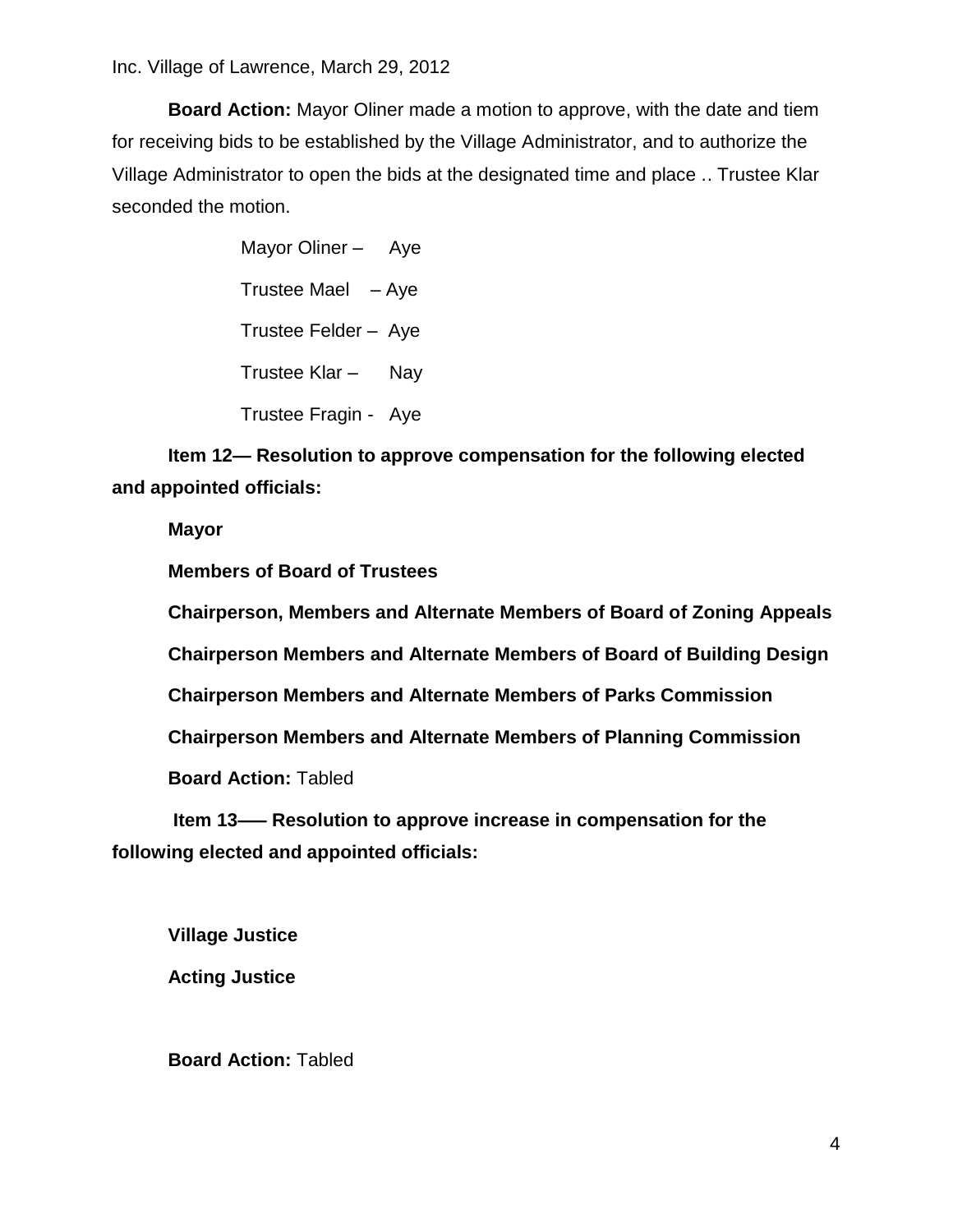**Board Action:** Mayor Oliner made a motion to approve, with the date and tiem for receiving bids to be established by the Village Administrator, and to authorize the Village Administrator to open the bids at the designated time and place .. Trustee Klar seconded the motion.

Mayor Oliner – Aye

Trustee Mael – Aye

Trustee Felder – Aye

Trustee Klar – Nay

Trustee Fragin - Aye

**Item 12— Resolution to approve compensation for the following elected and appointed officials:**

**Mayor**

**Members of Board of Trustees**

**Chairperson, Members and Alternate Members of Board of Zoning Appeals**

**Chairperson Members and Alternate Members of Board of Building Design**

**Chairperson Members and Alternate Members of Parks Commission**

**Chairperson Members and Alternate Members of Planning Commission**

**Board Action:** Tabled

**Item 13—– Resolution to approve increase in compensation for the following elected and appointed officials:**

**Village Justice**

**Acting Justice**

**Board Action:** Tabled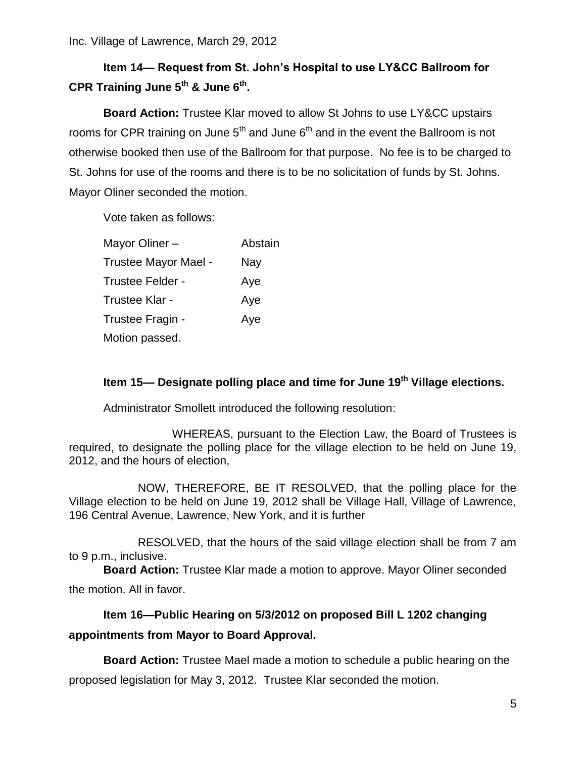### Item 14— Request from St. John's Hospital to use LY&CC Ballroom for CPR Training June 5th & June 6th.

**Board Action:** Trustee Klar moved to allow St Johns to use LY&CC upstairs rooms for CPR training on June 5th and June 6th and in the event the Ballroom is not otherwise booked then use of the Ballroom for that purpose. No fee is to be charged to St. Johns for use of the rooms and there is to be no solicitation of funds by St. Johns. Mayor Oliner seconded the motion.

Vote taken as follows:

| | |
|---|---|
| Mayor Oliner – | Abstain |
| Trustee Mayor Mael - | Nay |
| Trustee Felder - | Aye |
| Trustee Klar - | Aye |
| Trustee Fragin - | Aye |

Motion passed.

### Item 15— Designate polling place and time for June 19th Village elections.

Administrator Smollett introduced the following resolution:

WHEREAS, pursuant to the Election Law, the Board of Trustees is required, to designate the polling place for the village election to be held on June 19, 2012, and the hours of election,

NOW, THEREFORE, BE IT RESOLVED, that the polling place for the Village election to be held on June 19, 2012 shall be Village Hall, Village of Lawrence, 196 Central Avenue, Lawrence, New York, and it is further

RESOLVED, that the hours of the said village election shall be from 7 am to 9 p.m., inclusive.

**Board Action:** Trustee Klar made a motion to approve. Mayor Oliner seconded the motion. All in favor.

### Item 16—Public Hearing on 5/3/2012 on proposed Bill L 1202 changing appointments from Mayor to Board Approval.

**Board Action:** Trustee Mael made a motion to schedule a public hearing on the proposed legislation for May 3, 2012. Trustee Klar seconded the motion.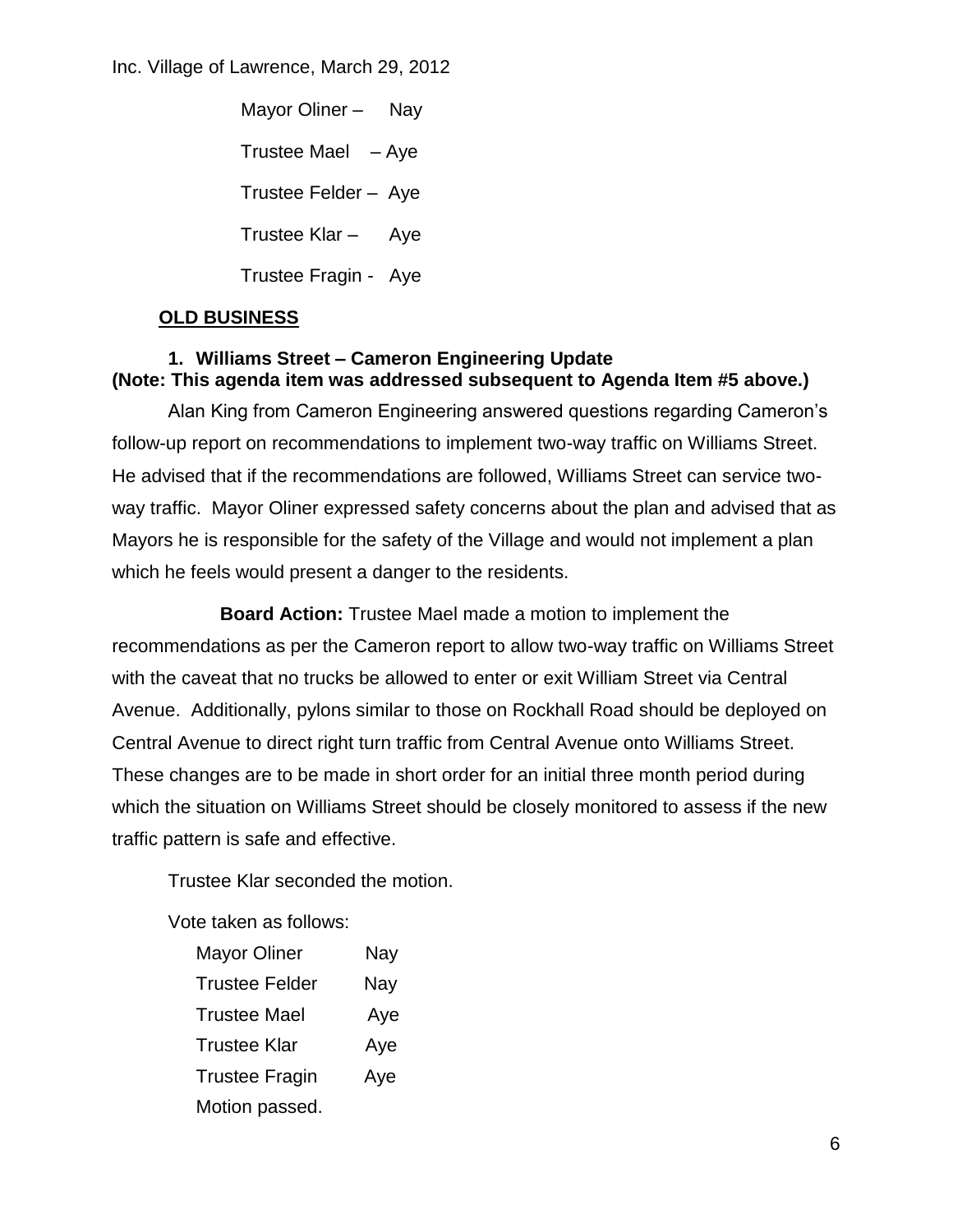Mayor Oliner – Nay

Trustee Mael – Aye

Trustee Felder – Aye

Trustee Klar – Aye

Trustee Fragin - Aye

## OLD BUSINESS

### 1. Williams Street – Cameron Engineering Update

**(Note: This agenda item was addressed subsequent to Agenda Item #5 above.)**

Alan King from Cameron Engineering answered questions regarding Cameron's follow-up report on recommendations to implement two-way traffic on Williams Street. He advised that if the recommendations are followed, Williams Street can service two-way traffic. Mayor Oliner expressed safety concerns about the plan and advised that as Mayors he is responsible for the safety of the Village and would not implement a plan which he feels would present a danger to the residents.

**Board Action:** Trustee Mael made a motion to implement the recommendations as per the Cameron report to allow two-way traffic on Williams Street with the caveat that no trucks be allowed to enter or exit William Street via Central Avenue. Additionally, pylons similar to those on Rockhall Road should be deployed on Central Avenue to direct right turn traffic from Central Avenue onto Williams Street. These changes are to be made in short order for an initial three month period during which the situation on Williams Street should be closely monitored to assess if the new traffic pattern is safe and effective.

Trustee Klar seconded the motion.

Vote taken as follows:

Mayor Oliner Nay

Trustee Felder Nay

Trustee Mael Aye

Trustee Klar Aye

Trustee Fragin Aye

Motion passed.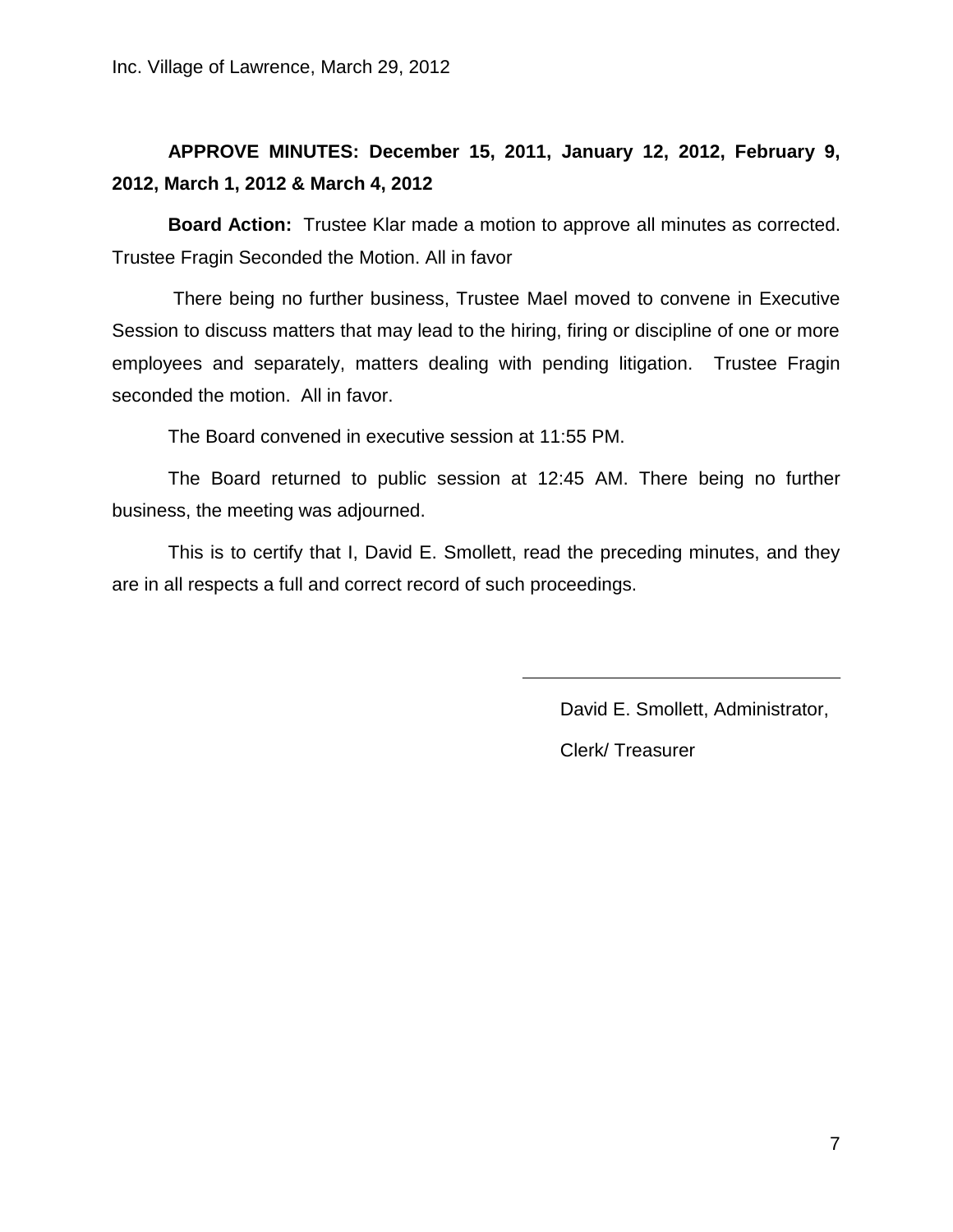**APPROVE MINUTES: December 15, 2011, January 12, 2012, February 9, 2012, March 1, 2012 & March 4, 2012**

**Board Action:** Trustee Klar made a motion to approve all minutes as corrected. Trustee Fragin Seconded the Motion. All in favor

There being no further business, Trustee Mael moved to convene in Executive Session to discuss matters that may lead to the hiring, firing or discipline of one or more employees and separately, matters dealing with pending litigation. Trustee Fragin seconded the motion. All in favor.

The Board convened in executive session at 11:55 PM.

The Board returned to public session at 12:45 AM. There being no further business, the meeting was adjourned.

This is to certify that I, David E. Smollett, read the preceding minutes, and they are in all respects a full and correct record of such proceedings.

\_\_\_\_\_\_\_\_\_\_\_\_\_\_\_\_\_\_\_\_\_\_\_\_\_\_\_\_\_\_\_\_

David E. Smollett, Administrator,

Clerk/ Treasurer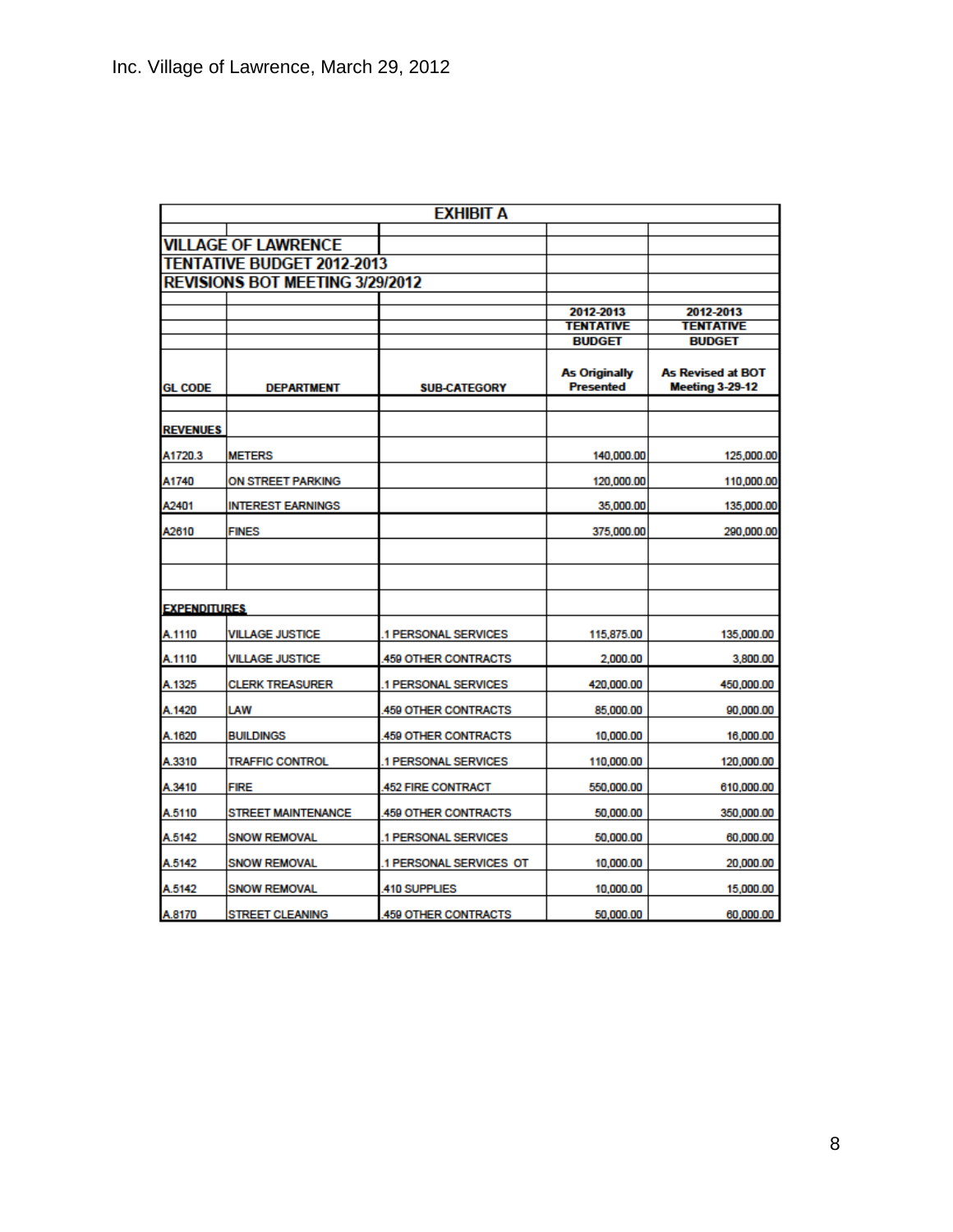Inc. Village of Lawrence, March 29, 2012

| EXHIBIT A | | | | |
|---|---|---|---|---|
| **VILLAGE OF LAWRENCE** | | | | |
| **TENTATIVE BUDGET 2012-2013** | | | | |
| **REVISIONS BOT MEETING 3/29/2012** | | | | |
| | | | **2012-2013 TENTATIVE BUDGET** | **2012-2013 TENTATIVE BUDGET** |
| **GL CODE** | **DEPARTMENT** | **SUB-CATEGORY** | **As Originally Presented** | **As Revised at BOT Meeting 3-29-12** |
| **REVENUES** | | | | |
| A1720.3 | METERS | | 140,000.00 | 125,000.00 |
| A1740 | ON STREET PARKING | | 120,000.00 | 110,000.00 |
| A2401 | INTEREST EARNINGS | | 35,000.00 | 135,000.00 |
| A2610 | FINES | | 375,000.00 | 290,000.00 |
| | | | | |
| | | | | |
| **EXPENDITURES** | | | | |
| A.1110 | VILLAGE JUSTICE | .1 PERSONAL SERVICES | 115,875.00 | 135,000.00 |
| A.1110 | VILLAGE JUSTICE | .459 OTHER CONTRACTS | 2,000.00 | 3,800.00 |
| A.1325 | CLERK TREASURER | .1 PERSONAL SERVICES | 420,000.00 | 450,000.00 |
| A.1420 | LAW | .459 OTHER CONTRACTS | 85,000.00 | 90,000.00 |
| A.1620 | BUILDINGS | .459 OTHER CONTRACTS | 10,000.00 | 16,000.00 |
| A.3310 | TRAFFIC CONTROL | .1 PERSONAL SERVICES | 110,000.00 | 120,000.00 |
| A.3410 | FIRE | .452 FIRE CONTRACT | 550,000.00 | 610,000.00 |
| A.5110 | STREET MAINTENANCE | .459 OTHER CONTRACTS | 50,000.00 | 350,000.00 |
| A.5142 | SNOW REMOVAL | .1 PERSONAL SERVICES | 50,000.00 | 60,000.00 |
| A.5142 | SNOW REMOVAL | .1 PERSONAL SERVICES OT | 10,000.00 | 20,000.00 |
| A.5142 | SNOW REMOVAL | .410 SUPPLIES | 10,000.00 | 15,000.00 |
| A.8170 | STREET CLEANING | .459 OTHER CONTRACTS | 50,000.00 | 60,000.00 |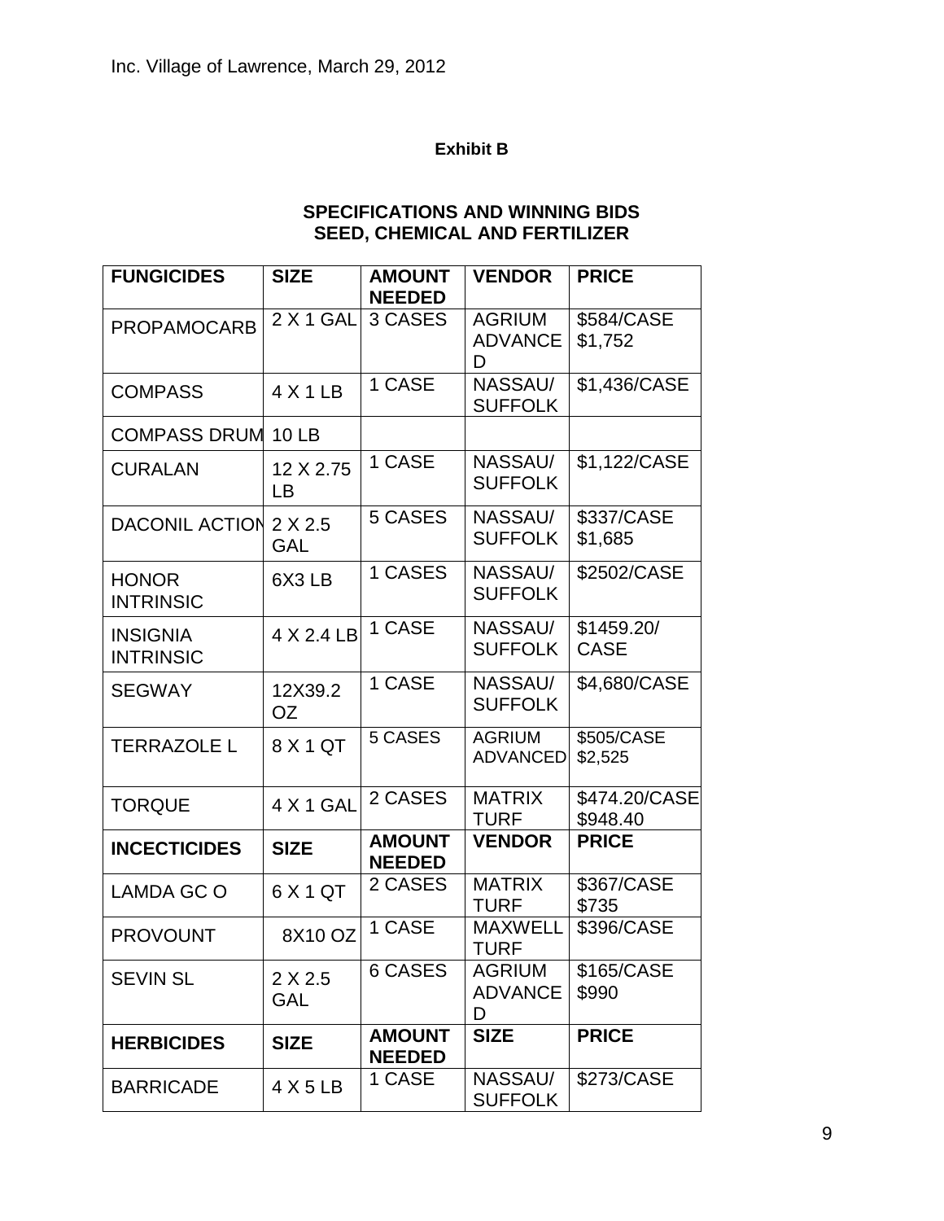Inc. Village of Lawrence, March 29, 2012

**Exhibit B**

**SPECIFICATIONS AND WINNING BIDS**
**SEED, CHEMICAL AND FERTILIZER**

| **FUNGICIDES** | **SIZE** | **AMOUNT NEEDED** | **VENDOR** | **PRICE** |
|---|---|---|---|---|
| PROPAMOCARB | 2 X 1 GAL | 3 CASES | AGRIUM ADVANCED | $584/CASE $1,752 |
| COMPASS | 4 X 1 LB | 1 CASE | NASSAU/ SUFFOLK | $1,436/CASE |
| COMPASS DRUM | 10 LB | | | |
| CURALAN | 12 X 2.75 LB | 1 CASE | NASSAU/ SUFFOLK | $1,122/CASE |
| DACONIL ACTION | 2 X 2.5 GAL | 5 CASES | NASSAU/ SUFFOLK | $337/CASE $1,685 |
| HONOR INTRINSIC | 6X3 LB | 1 CASES | NASSAU/ SUFFOLK | $2502/CASE |
| INSIGNIA INTRINSIC | 4 X 2.4 LB | 1 CASE | NASSAU/ SUFFOLK | $1459.20/ CASE |
| SEGWAY | 12X39.2 OZ | 1 CASE | NASSAU/ SUFFOLK | $4,680/CASE |
| TERRAZOLE L | 8 X 1 QT | 5 CASES | AGRIUM ADVANCED | $505/CASE $2,525 |
| TORQUE | 4 X 1 GAL | 2 CASES | MATRIX TURF | $474.20/CASE $948.40 |
| **INCECTICIDES** | **SIZE** | **AMOUNT NEEDED** | **VENDOR** | **PRICE** |
| LAMDA GC O | 6 X 1 QT | 2 CASES | MATRIX TURF | $367/CASE $735 |
| PROVOUNT | 8X10 OZ | 1 CASE | MAXWELL TURF | $396/CASE |
| SEVIN SL | 2 X 2.5 GAL | 6 CASES | AGRIUM ADVANCED | $165/CASE $990 |
| **HERBICIDES** | **SIZE** | **AMOUNT NEEDED** | **SIZE** | **PRICE** |
| BARRICADE | 4 X 5 LB | 1 CASE | NASSAU/ SUFFOLK | $273/CASE |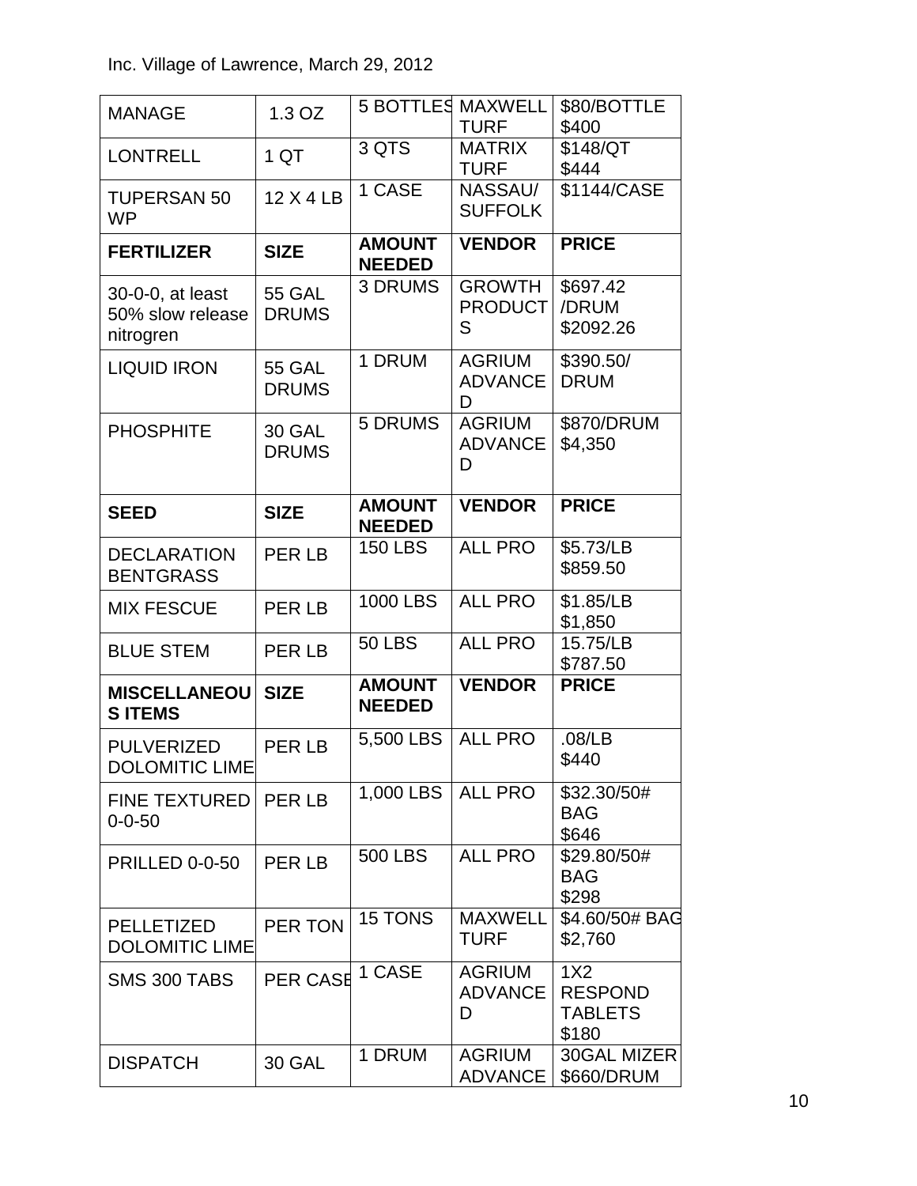Inc. Village of Lawrence, March 29, 2012

| MANAGE | 1.3 OZ | 5 BOTTLES | MAXWELL TURF | $80/BOTTLE $400 |
|---|---|---|---|---|
| LONTRELL | 1 QT | 3 QTS | MATRIX TURF | $148/QT $444 |
| TUPERSAN 50 WP | 12 X 4 LB | 1 CASE | NASSAU/ SUFFOLK | $1144/CASE |
| **FERTILIZER** | **SIZE** | **AMOUNT NEEDED** | **VENDOR** | **PRICE** |
| 30-0-0, at least 50% slow release nitrogren | 55 GAL DRUMS | 3 DRUMS | GROWTH PRODUCTS | $697.42 /DRUM $2092.26 |
| LIQUID IRON | 55 GAL DRUMS | 1 DRUM | AGRIUM ADVANCED | $390.50/ DRUM |
| PHOSPHITE | 30 GAL DRUMS | 5 DRUMS | AGRIUM ADVANCED | $870/DRUM $4,350 |
| **SEED** | **SIZE** | **AMOUNT NEEDED** | **VENDOR** | **PRICE** |
| DECLARATION BENTGRASS | PER LB | 150 LBS | ALL PRO | $5.73/LB $859.50 |
| MIX FESCUE | PER LB | 1000 LBS | ALL PRO | $1.85/LB $1,850 |
| BLUE STEM | PER LB | 50 LBS | ALL PRO | 15.75/LB $787.50 |
| **MISCELLANEOUS ITEMS** | **SIZE** | **AMOUNT NEEDED** | **VENDOR** | **PRICE** |
| PULVERIZED DOLOMITIC LIME | PER LB | 5,500 LBS | ALL PRO | .08/LB $440 |
| FINE TEXTURED 0-0-50 | PER LB | 1,000 LBS | ALL PRO | $32.30/50# BAG $646 |
| PRILLED 0-0-50 | PER LB | 500 LBS | ALL PRO | $29.80/50# BAG $298 |
| PELLETIZED DOLOMITIC LIME | PER TON | 15 TONS | MAXWELL TURF | $4.60/50# BAG $2,760 |
| SMS 300 TABS | PER CASE | 1 CASE | AGRIUM ADVANCED | 1X2 RESPOND TABLETS $180 |
| DISPATCH | 30 GAL | 1 DRUM | AGRIUM ADVANCE | 30GAL MIZER $660/DRUM |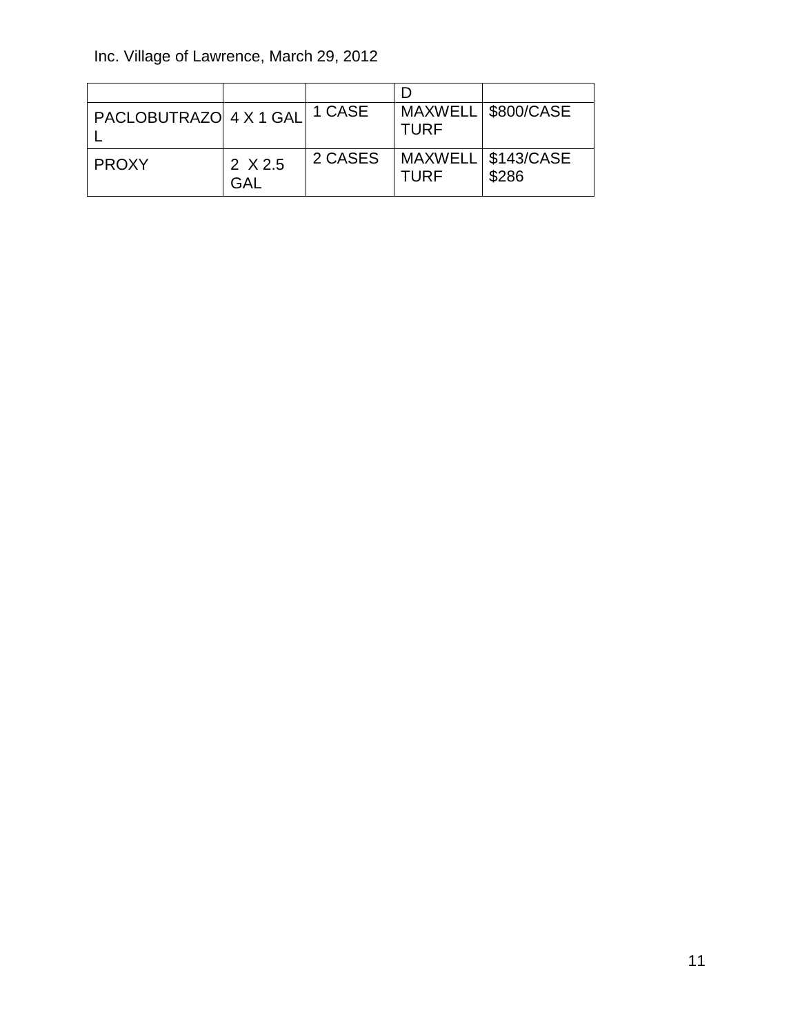| | | | | |
|---|---|---|---|---|
| | | | D | |
| PACLOBUTRAZOL | 4 X 1 GAL | 1 CASE | MAXWELL TURF | $800/CASE |
| PROXY | 2 X 2.5 GAL | 2 CASES | MAXWELL TURF | $143/CASE $286 |